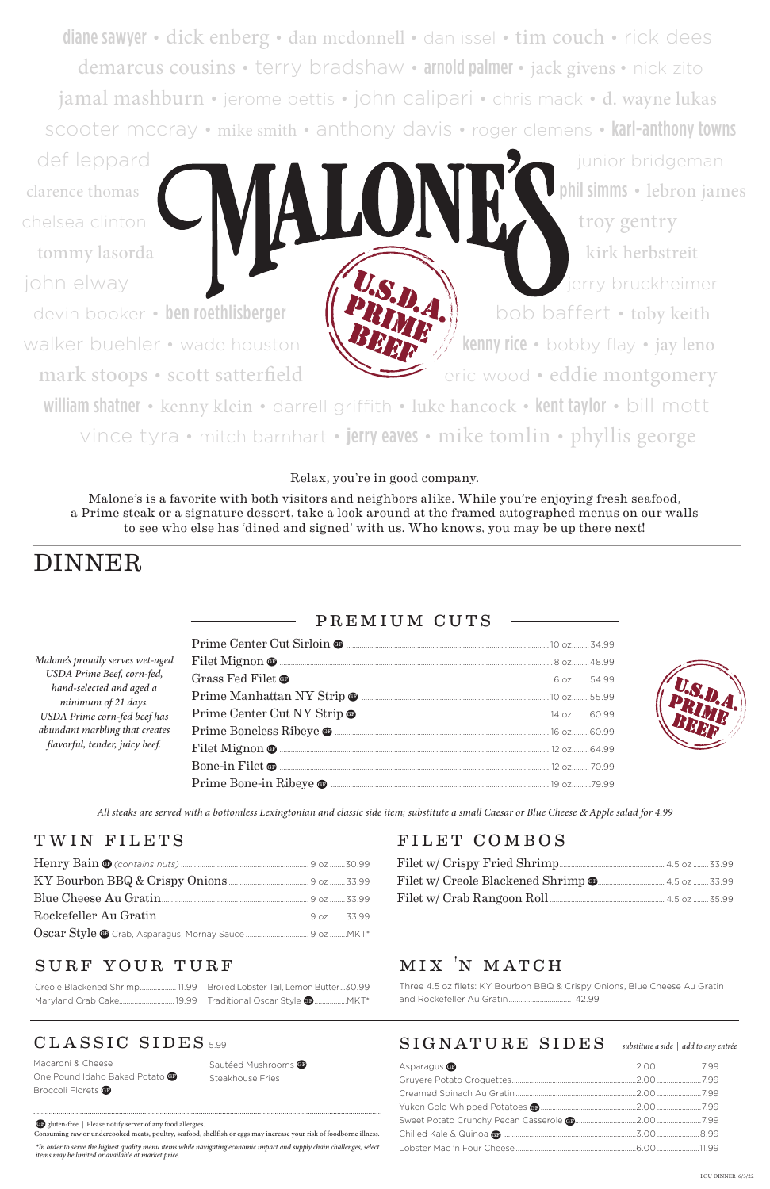diane sawyer • dick enberg • dan mcdonnell • dan issel • tim couch • rick dees
demarcus cousins • terry bradshaw • arnold palmer • jack givens • nick zito
jamal mashburn • jerome bettis • john calipari • chris mack • d. wayne lukas
scooter mccray • mike smith • anthony davis • roger clemens • karl-anthony towns
def leppard • junior bridgeman
clarence thomas • phil simms • lebron james
chelsea clinton • troy gentry
tommy lasorda • kirk herbstreit
john elway • jerry bruckheimer
devin booker • ben roethlisberger • bob baffert • toby keith
walker buehler • wade houston • kenny rice • bobby flay • jay leno
mark stoops • scott satterfield • eric wood • eddie montgomery
william shatner • kenny klein • darrell griffith • luke hancock • kent taylor • bill mott
vince tyra • mitch barnhart • jerry eaves • mike tomlin • phyllis george

# MALONE'S

U.S.D.A. PRIME BEEF

Relax, you're in good company.

Malone's is a favorite with both visitors and neighbors alike. While you're enjoying fresh seafood, a Prime steak or a signature dessert, take a look around at the framed autographed menus on our walls to see who else has 'dined and signed' with us. Who knows, you may be up there next!

# DINNER

## PREMIUM CUTS

*Malone's proudly serves wet-aged USDA Prime Beef, corn-fed, hand-selected and aged a minimum of 21 days. USDA Prime corn-fed beef has abundant marbling that creates flavorful, tender, juicy beef.*

| Item | Size | Price |
|---|---|---|
| Prime Center Cut Sirloin (GF) | 10 oz | 34.99 |
| Filet Mignon (GF) | 8 oz | 48.99 |
| Grass Fed Filet (GF) | 6 oz | 54.99 |
| Prime Manhattan NY Strip (GF) | 10 oz | 55.99 |
| Prime Center Cut NY Strip (GF) | 14 oz | 60.99 |
| Prime Boneless Ribeye (GF) | 16 oz | 60.99 |
| Filet Mignon (GF) | 12 oz | 64.99 |
| Bone-in Filet (GF) | 12 oz | 70.99 |
| Prime Bone-in Ribeye (GF) | 19 oz | 79.99 |

*All steaks are served with a bottomless Lexingtonian and classic side item; substitute a small Caesar or Blue Cheese & Apple salad for 4.99*

## TWIN FILETS

| Item | Size | Price |
|---|---|---|
| Henry Bain (GF) *(contains nuts)* | 9 oz | 30.99 |
| KY Bourbon BBQ & Crispy Onions | 9 oz | 33.99 |
| Blue Cheese Au Gratin | 9 oz | 33.99 |
| Rockefeller Au Gratin | 9 oz | 33.99 |
| Oscar Style (GF) Crab, Asparagus, Mornay Sauce | 9 oz | MKT* |

## FILET COMBOS

| Item | Size | Price |
|---|---|---|
| Filet w/ Crispy Fried Shrimp | 4.5 oz | 33.99 |
| Filet w/ Creole Blackened Shrimp (GF) | 4.5 oz | 33.99 |
| Filet w/ Crab Rangoon Roll | 4.5 oz | 35.99 |

## SURF YOUR TURF

| Item | Price |
|---|---|
| Creole Blackened Shrimp | 11.99 |
| Maryland Crab Cake | 19.99 |
| Broiled Lobster Tail, Lemon Butter | 30.99 |
| Traditional Oscar Style (GF) | MKT* |

## MIX 'N MATCH

Three 4.5 oz filets: KY Bourbon BBQ & Crispy Onions, Blue Cheese Au Gratin and Rockefeller Au Gratin ... 42.99

## CLASSIC SIDES 5.99

- Macaroni & Cheese
- One Pound Idaho Baked Potato (GF)
- Broccoli Florets (GF)
- Sautéed Mushrooms (GF)
- Steakhouse Fries

## SIGNATURE SIDES

*substitute a side | add to any entrée*

| Item | Substitute | Add |
|---|---|---|
| Asparagus (GF) | 2.00 | 7.99 |
| Gruyere Potato Croquettes | 2.00 | 7.99 |
| Creamed Spinach Au Gratin | 2.00 | 7.99 |
| Yukon Gold Whipped Potatoes (GF) | 2.00 | 7.99 |
| Sweet Potato Crunchy Pecan Casserole (GF) | 2.00 | 7.99 |
| Chilled Kale & Quinoa (GF) | 3.00 | 8.99 |
| Lobster Mac 'n Four Cheese | 6.00 | 11.99 |

(GF) gluten-free | Please notify server of any food allergies.
Consuming raw or undercooked meats, poultry, seafood, shellfish or eggs may increase your risk of foodborne illness.

*\*In order to serve the highest quality menu items while navigating economic impact and supply chain challenges, select items may be limited or available at market price.*

LOU DINNER 6/3/22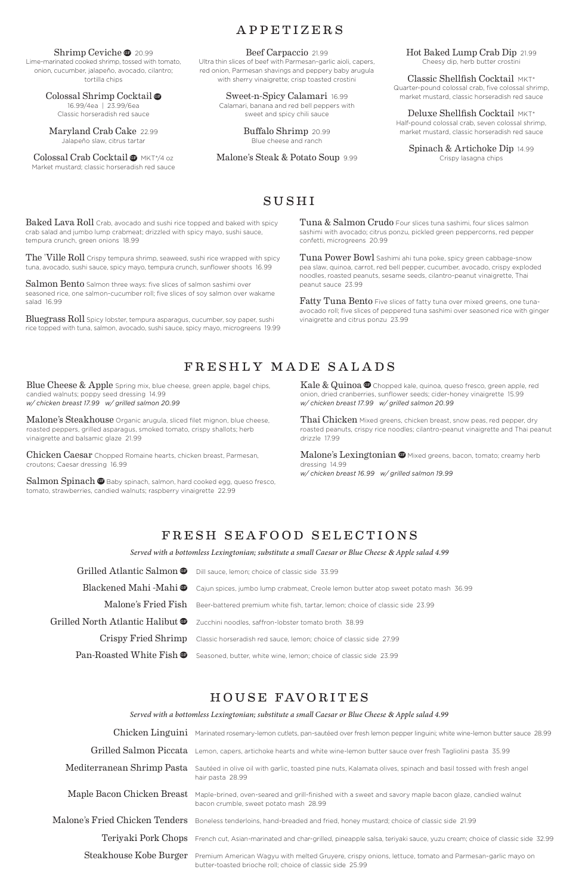## APPETIZERS

**Shrimp Ceviche** GF 20.99
Lime-marinated cooked shrimp, tossed with tomato, onion, cucumber, jalapeño, avocado, cilantro; tortilla chips

**Colossal Shrimp Cocktail** GF
16.99/4ea | 23.99/6ea
Classic horseradish red sauce

**Maryland Crab Cake** 22.99
Jalapeño slaw, citrus tartar

**Colossal Crab Cocktail** GF MKT*/4 oz
Market mustard; classic horseradish red sauce

**Beef Carpaccio** 21.99
Ultra thin slices of beef with Parmesan-garlic aioli, capers, red onion, Parmesan shavings and peppery baby arugula with sherry vinaigrette; crisp toasted crostini

**Sweet-n-Spicy Calamari** 16.99
Calamari, banana and red bell peppers with sweet and spicy chili sauce

**Buffalo Shrimp** 20.99
Blue cheese and ranch

**Malone's Steak & Potato Soup** 9.99

**Hot Baked Lump Crab Dip** 21.99
Cheesy dip, herb butter crostini

**Classic Shellfish Cocktail** MKT*
Quarter-pound colossal crab, five colossal shrimp, market mustard, classic horseradish red sauce

**Deluxe Shellfish Cocktail** MKT*
Half-pound colossal crab, seven colossal shrimp, market mustard, classic horseradish red sauce

**Spinach & Artichoke Dip** 14.99
Crispy lasagna chips

## SUSHI

**Baked Lava Roll** Crab, avocado and sushi rice topped and baked with spicy crab salad and jumbo lump crabmeat; drizzled with spicy mayo, sushi sauce, tempura crunch, green onions 18.99

**The 'Ville Roll** Crispy tempura shrimp, seaweed, sushi rice wrapped with spicy tuna, avocado, sushi sauce, spicy mayo, tempura crunch, sunflower shoots 16.99

**Salmon Bento** Salmon three ways: five slices of salmon sashimi over seasoned rice, one salmon-cucumber roll; five slices of soy salmon over wakame salad 16.99

**Bluegrass Roll** Spicy lobster, tempura asparagus, cucumber, soy paper, sushi rice topped with tuna, salmon, avocado, sushi sauce, spicy mayo, microgreens 19.99

**Tuna & Salmon Crudo** Four slices tuna sashimi, four slices salmon sashimi with avocado; citrus ponzu, pickled green peppercorns, red pepper confetti, microgreens 20.99

**Tuna Power Bowl** Sashimi ahi tuna poke, spicy green cabbage-snow pea slaw, quinoa, carrot, red bell pepper, cucumber, avocado, crispy exploded noodles, roasted peanuts, sesame seeds, cilantro-peanut vinaigrette, Thai peanut sauce 23.99

**Fatty Tuna Bento** Five slices of fatty tuna over mixed greens, one tuna-avocado roll; five slices of peppered tuna sashimi over seasoned rice with ginger vinaigrette and citrus ponzu 23.99

## FRESHLY MADE SALADS

**Blue Cheese & Apple** Spring mix, blue cheese, green apple, bagel chips, candied walnuts; poppy seed dressing 14.99
*w/ chicken breast 17.99 w/ grilled salmon 20.99*

**Malone's Steakhouse** Organic arugula, sliced filet mignon, blue cheese, roasted peppers, grilled asparagus, smoked tomato, crispy shallots; herb vinaigrette and balsamic glaze 21.99

**Chicken Caesar** Chopped Romaine hearts, chicken breast, Parmesan, croutons; Caesar dressing 16.99

**Salmon Spinach** GF Baby spinach, salmon, hard cooked egg, queso fresco, tomato, strawberries, candied walnuts; raspberry vinaigrette 22.99

**Kale & Quinoa** GF Chopped kale, quinoa, queso fresco, green apple, red onion, dried cranberries, sunflower seeds; cider-honey vinaigrette 15.99
*w/ chicken breast 17.99 w/ grilled salmon 20.99*

**Thai Chicken** Mixed greens, chicken breast, snow peas, red pepper, dry roasted peanuts, crispy rice noodles; cilantro-peanut vinaigrette and Thai peanut drizzle 17.99

**Malone's Lexingtonian** GF Mixed greens, bacon, tomato; creamy herb dressing 14.99
*w/ chicken breast 16.99 w/ grilled salmon 19.99*

## FRESH SEAFOOD SELECTIONS

*Served with a bottomless Lexingtonian; substitute a small Caesar or Blue Cheese & Apple salad 4.99*

**Grilled Atlantic Salmon** GF Dill sauce, lemon; choice of classic side 33.99

**Blackened Mahi -Mahi** GF Cajun spices, jumbo lump crabmeat, Creole lemon butter atop sweet potato mash 36.99

**Malone's Fried Fish** Beer-battered premium white fish, tartar, lemon; choice of classic side 23.99

**Grilled North Atlantic Halibut** GF Zucchini noodles, saffron-lobster tomato broth 38.99

**Crispy Fried Shrimp** Classic horseradish red sauce, lemon; choice of classic side 27.99

**Pan-Roasted White Fish** GF Seasoned, butter, white wine, lemon; choice of classic side 23.99

## HOUSE FAVORITES

*Served with a bottomless Lexingtonian; substitute a small Caesar or Blue Cheese & Apple salad 4.99*

**Chicken Linguini** Marinated rosemary-lemon cutlets, pan-sautéed over fresh lemon pepper linguini; white wine-lemon butter sauce 28.99

**Grilled Salmon Piccata** Lemon, capers, artichoke hearts and white wine-lemon butter sauce over fresh Tagliolini pasta 35.99

**Mediterranean Shrimp Pasta** Sautéed in olive oil with garlic, toasted pine nuts, Kalamata olives, spinach and basil tossed with fresh angel hair pasta 28.99

**Maple Bacon Chicken Breast** Maple-brined, oven-seared and grill-finished with a sweet and savory maple bacon glaze, candied walnut bacon crumble, sweet potato mash 28.99

**Malone's Fried Chicken Tenders** Boneless tenderloins, hand-breaded and fried, honey mustard; choice of classic side 21.99

**Teriyaki Pork Chops** French cut, Asian-marinated and char-grilled, pineapple salsa, teriyaki sauce, yuzu cream; choice of classic side 32.99

**Steakhouse Kobe Burger** Premium American Wagyu with melted Gruyere, crispy onions, lettuce, tomato and Parmesan-garlic mayo on butter-toasted brioche roll; choice of classic side 25.99